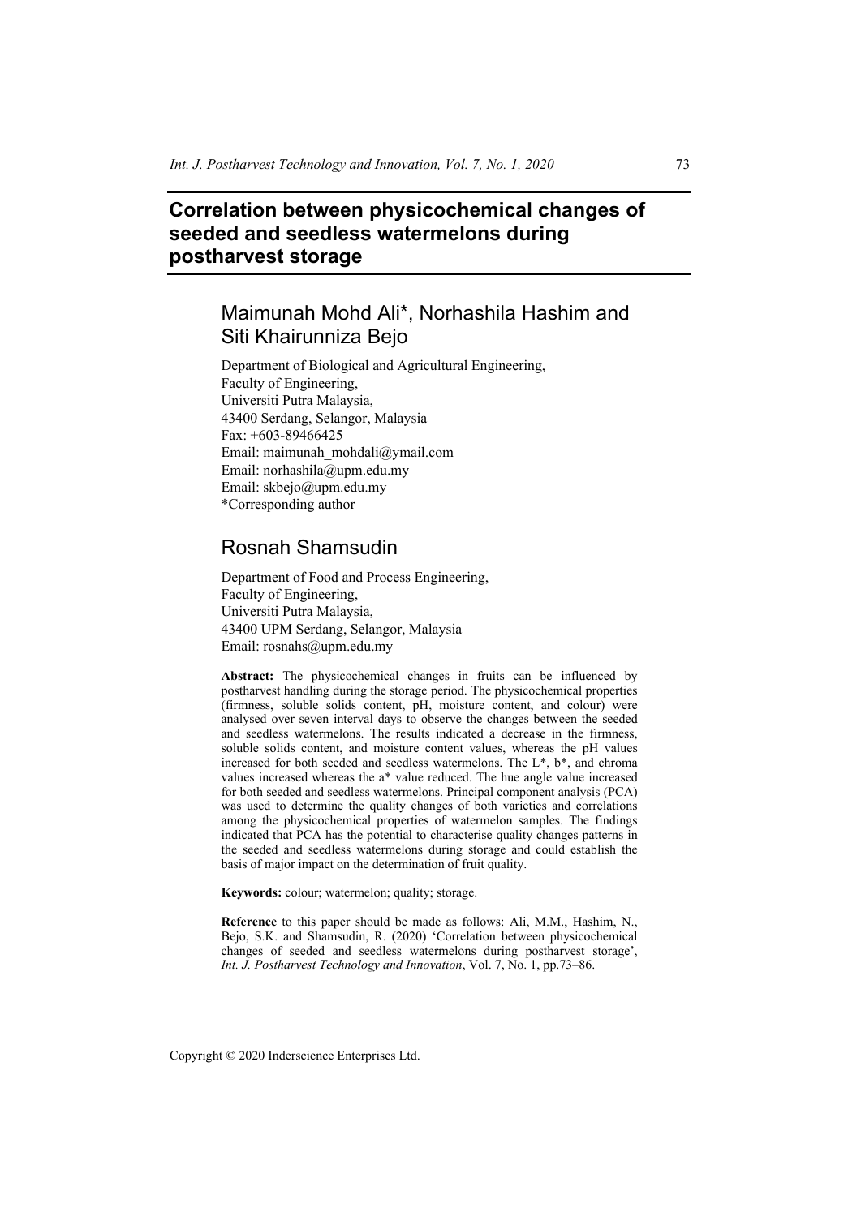# Correlation between physicochemical changes of seeded and seedless watermelons during postharvest storage

## Maimunah Mohd Ali*, Norhashila Hashim and Siti Khairunniza Bejo

Department of Biological and Agricultural Engineering,
Faculty of Engineering,
Universiti Putra Malaysia,
43400 Serdang, Selangor, Malaysia
Fax: +603-89466425
Email: maimunah_mohdali@ymail.com
Email: norhashila@upm.edu.my
Email: skbejo@upm.edu.my
*Corresponding author

## Rosnah Shamsudin

Department of Food and Process Engineering,
Faculty of Engineering,
Universiti Putra Malaysia,
43400 UPM Serdang, Selangor, Malaysia
Email: rosnahs@upm.edu.my

**Abstract:** The physicochemical changes in fruits can be influenced by postharvest handling during the storage period. The physicochemical properties (firmness, soluble solids content, pH, moisture content, and colour) were analysed over seven interval days to observe the changes between the seeded and seedless watermelons. The results indicated a decrease in the firmness, soluble solids content, and moisture content values, whereas the pH values increased for both seeded and seedless watermelons. The L*, b*, and chroma values increased whereas the a* value reduced. The hue angle value increased for both seeded and seedless watermelons. Principal component analysis (PCA) was used to determine the quality changes of both varieties and correlations among the physicochemical properties of watermelon samples. The findings indicated that PCA has the potential to characterise quality changes patterns in the seeded and seedless watermelons during storage and could establish the basis of major impact on the determination of fruit quality.

**Keywords:** colour; watermelon; quality; storage.

**Reference** to this paper should be made as follows: Ali, M.M., Hashim, N., Bejo, S.K. and Shamsudin, R. (2020) 'Correlation between physicochemical changes of seeded and seedless watermelons during postharvest storage', *Int. J. Postharvest Technology and Innovation*, Vol. 7, No. 1, pp.73–86.

Copyright © 2020 Inderscience Enterprises Ltd.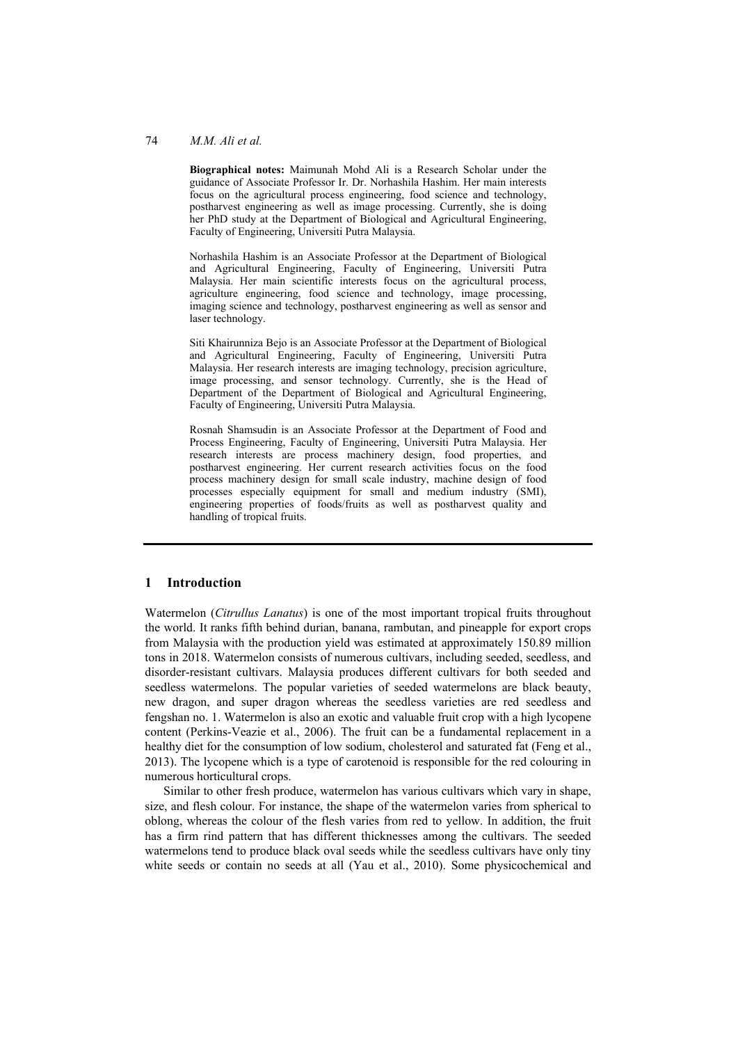**Biographical notes:** Maimunah Mohd Ali is a Research Scholar under the guidance of Associate Professor Ir. Dr. Norhashila Hashim. Her main interests focus on the agricultural process engineering, food science and technology, postharvest engineering as well as image processing. Currently, she is doing her PhD study at the Department of Biological and Agricultural Engineering, Faculty of Engineering, Universiti Putra Malaysia.

Norhashila Hashim is an Associate Professor at the Department of Biological and Agricultural Engineering, Faculty of Engineering, Universiti Putra Malaysia. Her main scientific interests focus on the agricultural process, agriculture engineering, food science and technology, image processing, imaging science and technology, postharvest engineering as well as sensor and laser technology.

Siti Khairunniza Bejo is an Associate Professor at the Department of Biological and Agricultural Engineering, Faculty of Engineering, Universiti Putra Malaysia. Her research interests are imaging technology, precision agriculture, image processing, and sensor technology. Currently, she is the Head of Department of the Department of Biological and Agricultural Engineering, Faculty of Engineering, Universiti Putra Malaysia.

Rosnah Shamsudin is an Associate Professor at the Department of Food and Process Engineering, Faculty of Engineering, Universiti Putra Malaysia. Her research interests are process machinery design, food properties, and postharvest engineering. Her current research activities focus on the food process machinery design for small scale industry, machine design of food processes especially equipment for small and medium industry (SMI), engineering properties of foods/fruits as well as postharvest quality and handling of tropical fruits.

## 1 Introduction

Watermelon (*Citrullus Lanatus*) is one of the most important tropical fruits throughout the world. It ranks fifth behind durian, banana, rambutan, and pineapple for export crops from Malaysia with the production yield was estimated at approximately 150.89 million tons in 2018. Watermelon consists of numerous cultivars, including seeded, seedless, and disorder-resistant cultivars. Malaysia produces different cultivars for both seeded and seedless watermelons. The popular varieties of seeded watermelons are black beauty, new dragon, and super dragon whereas the seedless varieties are red seedless and fengshan no. 1. Watermelon is also an exotic and valuable fruit crop with a high lycopene content (Perkins-Veazie et al., 2006). The fruit can be a fundamental replacement in a healthy diet for the consumption of low sodium, cholesterol and saturated fat (Feng et al., 2013). The lycopene which is a type of carotenoid is responsible for the red colouring in numerous horticultural crops.

Similar to other fresh produce, watermelon has various cultivars which vary in shape, size, and flesh colour. For instance, the shape of the watermelon varies from spherical to oblong, whereas the colour of the flesh varies from red to yellow. In addition, the fruit has a firm rind pattern that has different thicknesses among the cultivars. The seeded watermelons tend to produce black oval seeds while the seedless cultivars have only tiny white seeds or contain no seeds at all (Yau et al., 2010). Some physicochemical and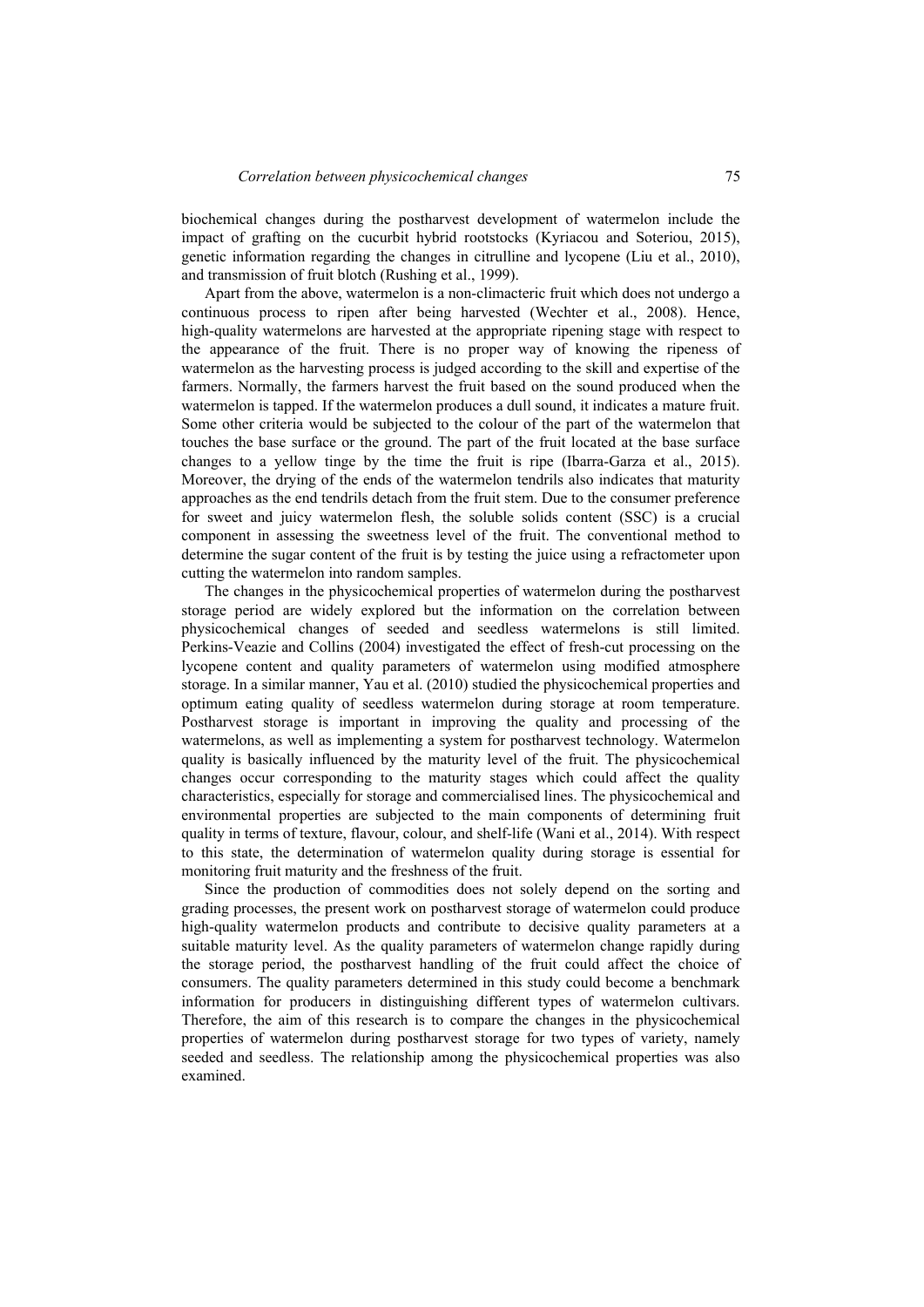biochemical changes during the postharvest development of watermelon include the impact of grafting on the cucurbit hybrid rootstocks (Kyriacou and Soteriou, 2015), genetic information regarding the changes in citrulline and lycopene (Liu et al., 2010), and transmission of fruit blotch (Rushing et al., 1999).

Apart from the above, watermelon is a non-climacteric fruit which does not undergo a continuous process to ripen after being harvested (Wechter et al., 2008). Hence, high-quality watermelons are harvested at the appropriate ripening stage with respect to the appearance of the fruit. There is no proper way of knowing the ripeness of watermelon as the harvesting process is judged according to the skill and expertise of the farmers. Normally, the farmers harvest the fruit based on the sound produced when the watermelon is tapped. If the watermelon produces a dull sound, it indicates a mature fruit. Some other criteria would be subjected to the colour of the part of the watermelon that touches the base surface or the ground. The part of the fruit located at the base surface changes to a yellow tinge by the time the fruit is ripe (Ibarra-Garza et al., 2015). Moreover, the drying of the ends of the watermelon tendrils also indicates that maturity approaches as the end tendrils detach from the fruit stem. Due to the consumer preference for sweet and juicy watermelon flesh, the soluble solids content (SSC) is a crucial component in assessing the sweetness level of the fruit. The conventional method to determine the sugar content of the fruit is by testing the juice using a refractometer upon cutting the watermelon into random samples.

The changes in the physicochemical properties of watermelon during the postharvest storage period are widely explored but the information on the correlation between physicochemical changes of seeded and seedless watermelons is still limited. Perkins-Veazie and Collins (2004) investigated the effect of fresh-cut processing on the lycopene content and quality parameters of watermelon using modified atmosphere storage. In a similar manner, Yau et al. (2010) studied the physicochemical properties and optimum eating quality of seedless watermelon during storage at room temperature. Postharvest storage is important in improving the quality and processing of the watermelons, as well as implementing a system for postharvest technology. Watermelon quality is basically influenced by the maturity level of the fruit. The physicochemical changes occur corresponding to the maturity stages which could affect the quality characteristics, especially for storage and commercialised lines. The physicochemical and environmental properties are subjected to the main components of determining fruit quality in terms of texture, flavour, colour, and shelf-life (Wani et al., 2014). With respect to this state, the determination of watermelon quality during storage is essential for monitoring fruit maturity and the freshness of the fruit.

Since the production of commodities does not solely depend on the sorting and grading processes, the present work on postharvest storage of watermelon could produce high-quality watermelon products and contribute to decisive quality parameters at a suitable maturity level. As the quality parameters of watermelon change rapidly during the storage period, the postharvest handling of the fruit could affect the choice of consumers. The quality parameters determined in this study could become a benchmark information for producers in distinguishing different types of watermelon cultivars. Therefore, the aim of this research is to compare the changes in the physicochemical properties of watermelon during postharvest storage for two types of variety, namely seeded and seedless. The relationship among the physicochemical properties was also examined.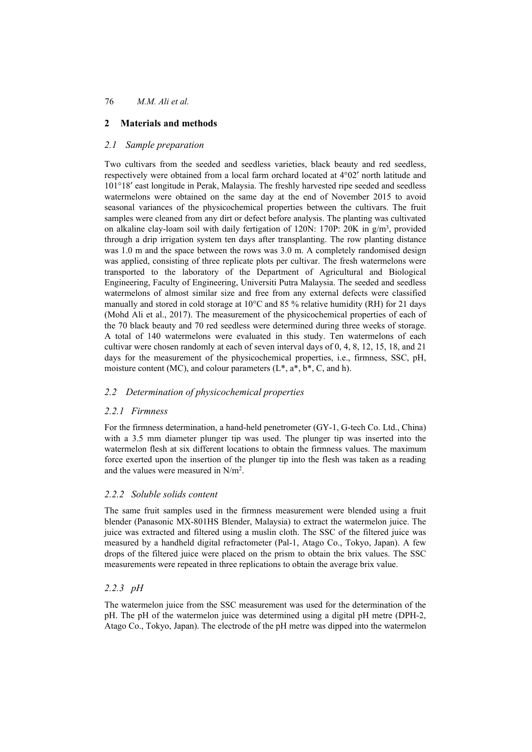## 2 Materials and methods

### 2.1 Sample preparation

Two cultivars from the seeded and seedless varieties, black beauty and red seedless, respectively were obtained from a local farm orchard located at 4°02′ north latitude and 101°18′ east longitude in Perak, Malaysia. The freshly harvested ripe seeded and seedless watermelons were obtained on the same day at the end of November 2015 to avoid seasonal variances of the physicochemical properties between the cultivars. The fruit samples were cleaned from any dirt or defect before analysis. The planting was cultivated on alkaline clay-loam soil with daily fertigation of 120N: 170P: 20K in g/m$^3$, provided through a drip irrigation system ten days after transplanting. The row planting distance was 1.0 m and the space between the rows was 3.0 m. A completely randomised design was applied, consisting of three replicate plots per cultivar. The fresh watermelons were transported to the laboratory of the Department of Agricultural and Biological Engineering, Faculty of Engineering, Universiti Putra Malaysia. The seeded and seedless watermelons of almost similar size and free from any external defects were classified manually and stored in cold storage at 10°C and 85 % relative humidity (RH) for 21 days (Mohd Ali et al., 2017). The measurement of the physicochemical properties of each of the 70 black beauty and 70 red seedless were determined during three weeks of storage. A total of 140 watermelons were evaluated in this study. Ten watermelons of each cultivar were chosen randomly at each of seven interval days of 0, 4, 8, 12, 15, 18, and 21 days for the measurement of the physicochemical properties, i.e., firmness, SSC, pH, moisture content (MC), and colour parameters (L*, a*, b*, C, and h).

### 2.2 Determination of physicochemical properties

#### 2.2.1 Firmness

For the firmness determination, a hand-held penetrometer (GY-1, G-tech Co. Ltd., China) with a 3.5 mm diameter plunger tip was used. The plunger tip was inserted into the watermelon flesh at six different locations to obtain the firmness values. The maximum force exerted upon the insertion of the plunger tip into the flesh was taken as a reading and the values were measured in N/m$^2$.

#### 2.2.2 Soluble solids content

The same fruit samples used in the firmness measurement were blended using a fruit blender (Panasonic MX-801HS Blender, Malaysia) to extract the watermelon juice. The juice was extracted and filtered using a muslin cloth. The SSC of the filtered juice was measured by a handheld digital refractometer (Pal-1, Atago Co., Tokyo, Japan). A few drops of the filtered juice were placed on the prism to obtain the brix values. The SSC measurements were repeated in three replications to obtain the average brix value.

#### 2.2.3 pH

The watermelon juice from the SSC measurement was used for the determination of the pH. The pH of the watermelon juice was determined using a digital pH metre (DPH-2, Atago Co., Tokyo, Japan). The electrode of the pH metre was dipped into the watermelon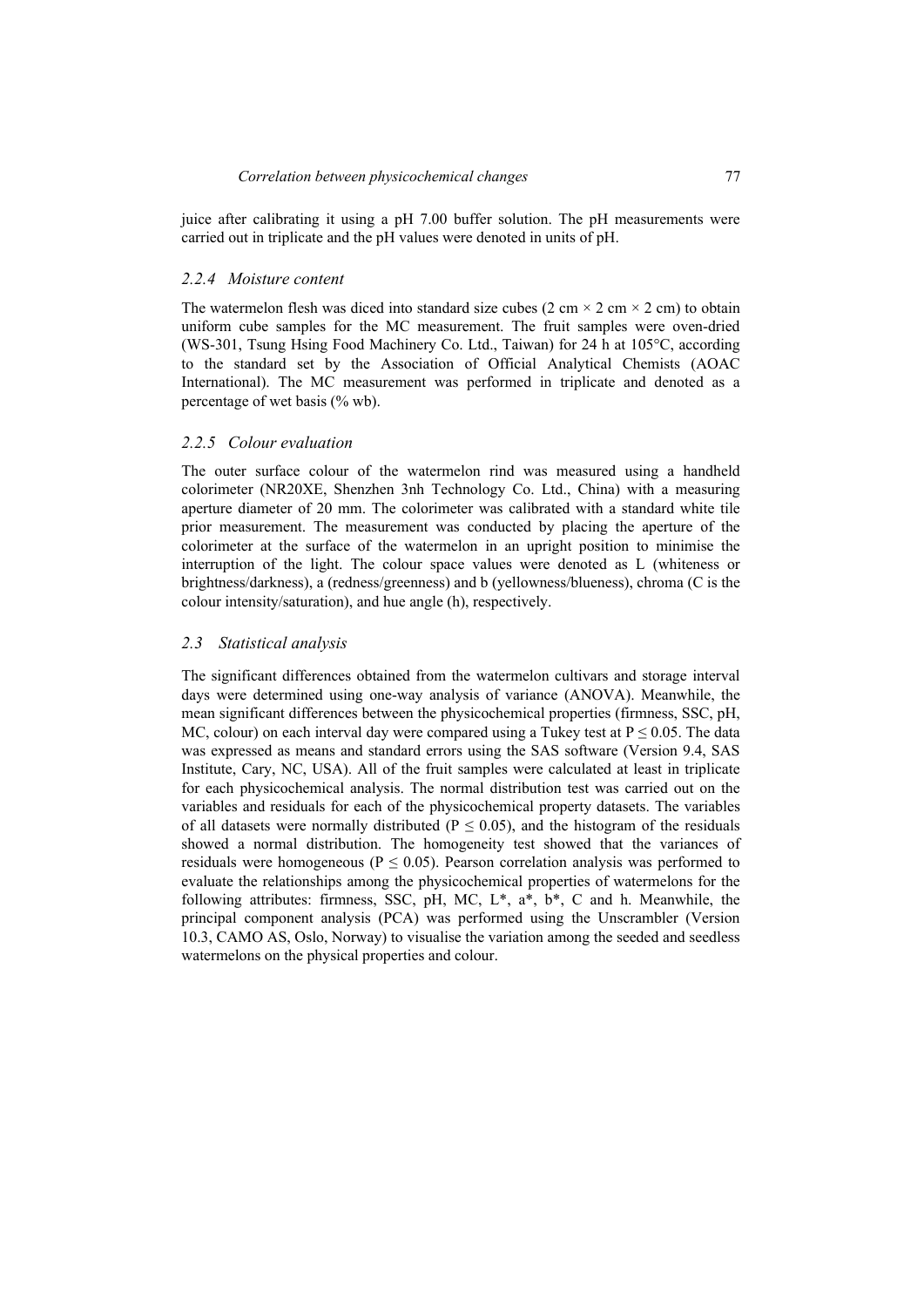juice after calibrating it using a pH 7.00 buffer solution. The pH measurements were carried out in triplicate and the pH values were denoted in units of pH.

### 2.2.4 Moisture content

The watermelon flesh was diced into standard size cubes (2 cm × 2 cm × 2 cm) to obtain uniform cube samples for the MC measurement. The fruit samples were oven-dried (WS-301, Tsung Hsing Food Machinery Co. Ltd., Taiwan) for 24 h at 105°C, according to the standard set by the Association of Official Analytical Chemists (AOAC International). The MC measurement was performed in triplicate and denoted as a percentage of wet basis (% wb).

### 2.2.5 Colour evaluation

The outer surface colour of the watermelon rind was measured using a handheld colorimeter (NR20XE, Shenzhen 3nh Technology Co. Ltd., China) with a measuring aperture diameter of 20 mm. The colorimeter was calibrated with a standard white tile prior measurement. The measurement was conducted by placing the aperture of the colorimeter at the surface of the watermelon in an upright position to minimise the interruption of the light. The colour space values were denoted as L (whiteness or brightness/darkness), a (redness/greenness) and b (yellowness/blueness), chroma (C is the colour intensity/saturation), and hue angle (h), respectively.

## 2.3 Statistical analysis

The significant differences obtained from the watermelon cultivars and storage interval days were determined using one-way analysis of variance (ANOVA). Meanwhile, the mean significant differences between the physicochemical properties (firmness, SSC, pH, MC, colour) on each interval day were compared using a Tukey test at $P \leq 0.05$. The data was expressed as means and standard errors using the SAS software (Version 9.4, SAS Institute, Cary, NC, USA). All of the fruit samples were calculated at least in triplicate for each physicochemical analysis. The normal distribution test was carried out on the variables and residuals for each of the physicochemical property datasets. The variables of all datasets were normally distributed ($P \leq 0.05$), and the histogram of the residuals showed a normal distribution. The homogeneity test showed that the variances of residuals were homogeneous ($P \leq 0.05$). Pearson correlation analysis was performed to evaluate the relationships among the physicochemical properties of watermelons for the following attributes: firmness, SSC, pH, MC, $L^*$, $a^*$, $b^*$, C and h. Meanwhile, the principal component analysis (PCA) was performed using the Unscrambler (Version 10.3, CAMO AS, Oslo, Norway) to visualise the variation among the seeded and seedless watermelons on the physical properties and colour.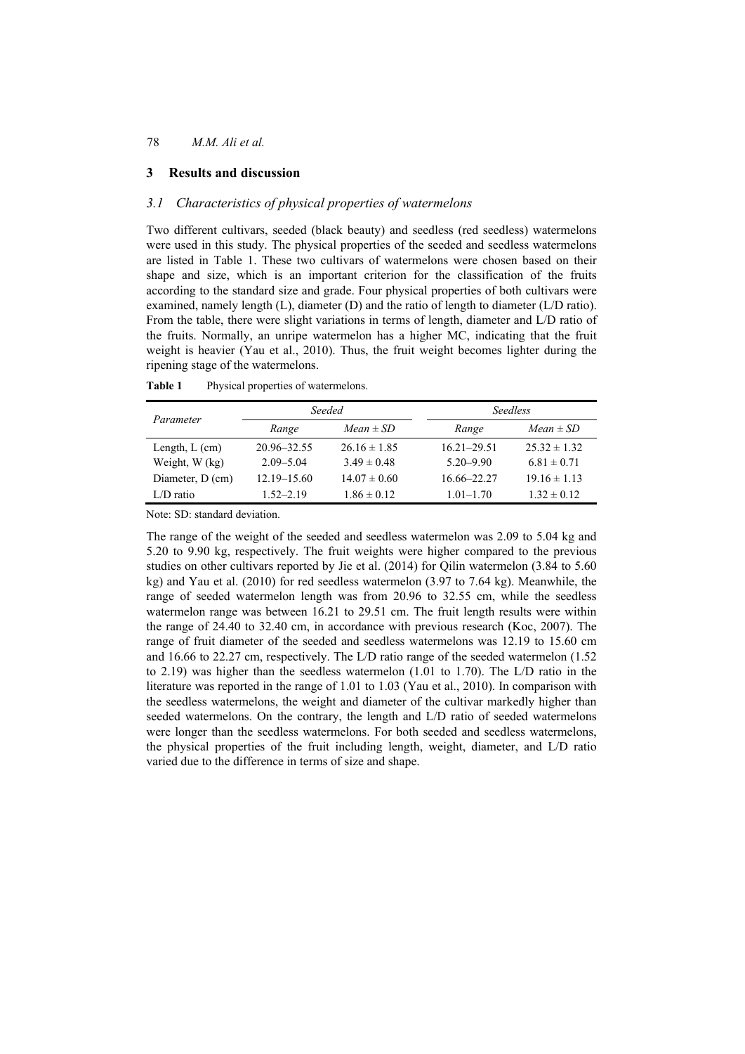## 3 Results and discussion

### 3.1 Characteristics of physical properties of watermelons

Two different cultivars, seeded (black beauty) and seedless (red seedless) watermelons were used in this study. The physical properties of the seeded and seedless watermelons are listed in Table 1. These two cultivars of watermelons were chosen based on their shape and size, which is an important criterion for the classification of the fruits according to the standard size and grade. Four physical properties of both cultivars were examined, namely length (L), diameter (D) and the ratio of length to diameter (L/D ratio). From the table, there were slight variations in terms of length, diameter and L/D ratio of the fruits. Normally, an unripe watermelon has a higher MC, indicating that the fruit weight is heavier (Yau et al., 2010). Thus, the fruit weight becomes lighter during the ripening stage of the watermelons.

**Table 1** Physical properties of watermelons.

| *Parameter* | *Seeded* | | *Seedless* | |
|---|---|---|---|---|
| | *Range* | *Mean ± SD* | *Range* | *Mean ± SD* |
| Length, L (cm) | 20.96–32.55 | 26.16 ± 1.85 | 16.21–29.51 | 25.32 ± 1.32 |
| Weight, W (kg) | 2.09–5.04 | 3.49 ± 0.48 | 5.20–9.90 | 6.81 ± 0.71 |
| Diameter, D (cm) | 12.19–15.60 | 14.07 ± 0.60 | 16.66–22.27 | 19.16 ± 1.13 |
| L/D ratio | 1.52–2.19 | 1.86 ± 0.12 | 1.01–1.70 | 1.32 ± 0.12 |

Note: SD: standard deviation.

The range of the weight of the seeded and seedless watermelon was 2.09 to 5.04 kg and 5.20 to 9.90 kg, respectively. The fruit weights were higher compared to the previous studies on other cultivars reported by Jie et al. (2014) for Qilin watermelon (3.84 to 5.60 kg) and Yau et al. (2010) for red seedless watermelon (3.97 to 7.64 kg). Meanwhile, the range of seeded watermelon length was from 20.96 to 32.55 cm, while the seedless watermelon range was between 16.21 to 29.51 cm. The fruit length results were within the range of 24.40 to 32.40 cm, in accordance with previous research (Koc, 2007). The range of fruit diameter of the seeded and seedless watermelons was 12.19 to 15.60 cm and 16.66 to 22.27 cm, respectively. The L/D ratio range of the seeded watermelon (1.52 to 2.19) was higher than the seedless watermelon (1.01 to 1.70). The L/D ratio in the literature was reported in the range of 1.01 to 1.03 (Yau et al., 2010). In comparison with the seedless watermelons, the weight and diameter of the cultivar markedly higher than seeded watermelons. On the contrary, the length and L/D ratio of seeded watermelons were longer than the seedless watermelons. For both seeded and seedless watermelons, the physical properties of the fruit including length, weight, diameter, and L/D ratio varied due to the difference in terms of size and shape.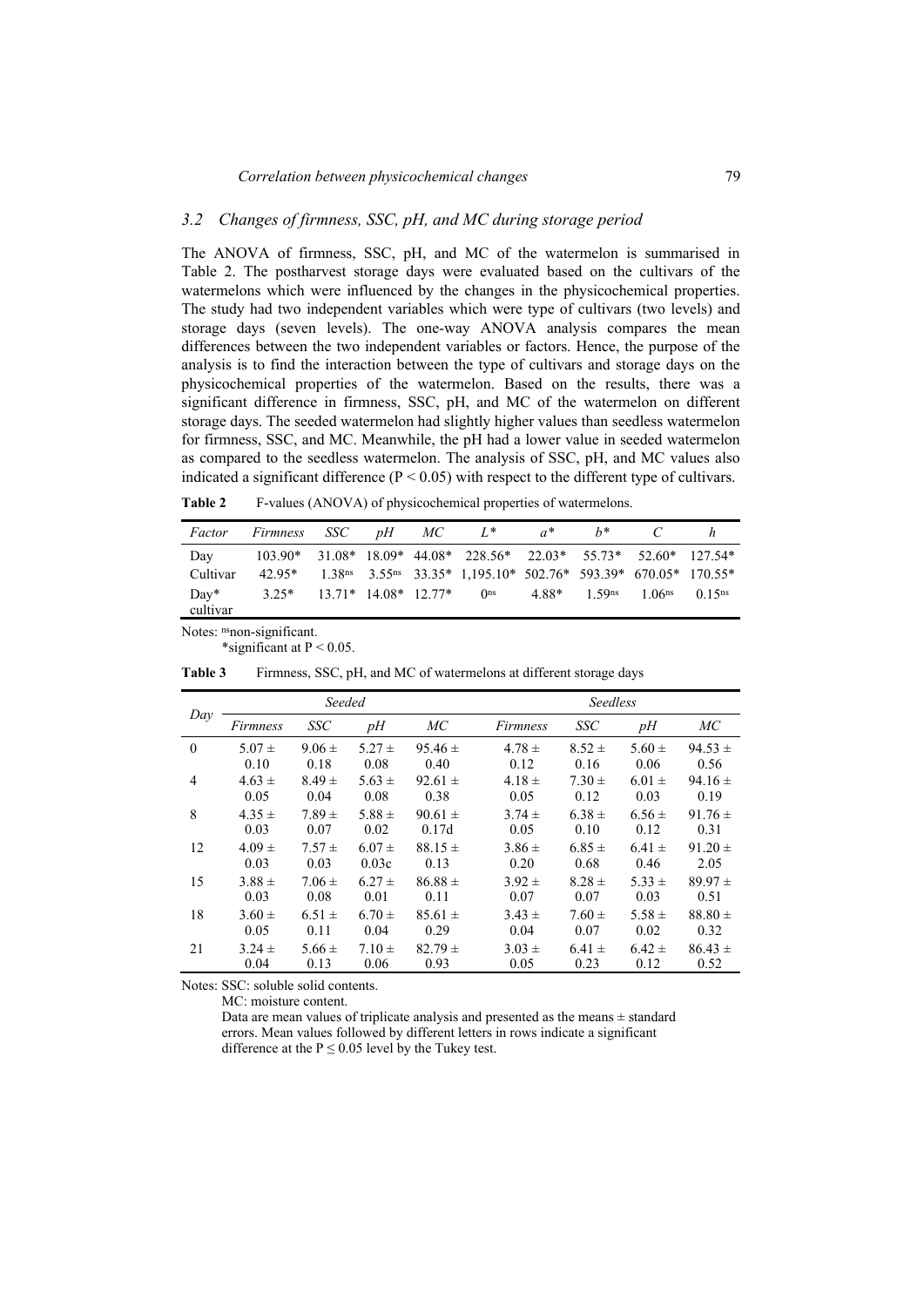### 3.2 Changes of firmness, SSC, pH, and MC during storage period

The ANOVA of firmness, SSC, pH, and MC of the watermelon is summarised in Table 2. The postharvest storage days were evaluated based on the cultivars of the watermelons which were influenced by the changes in the physicochemical properties. The study had two independent variables which were type of cultivars (two levels) and storage days (seven levels). The one-way ANOVA analysis compares the mean differences between the two independent variables or factors. Hence, the purpose of the analysis is to find the interaction between the type of cultivars and storage days on the physicochemical properties of the watermelon. Based on the results, there was a significant difference in firmness, SSC, pH, and MC of the watermelon on different storage days. The seeded watermelon had slightly higher values than seedless watermelon for firmness, SSC, and MC. Meanwhile, the pH had a lower value in seeded watermelon as compared to the seedless watermelon. The analysis of SSC, pH, and MC values also indicated a significant difference ($P < 0.05$) with respect to the different type of cultivars.

**Table 2** F-values (ANOVA) of physicochemical properties of watermelons.

| *Factor* | *Firmness* | *SSC* | *pH* | *MC* | *L\** | *a\** | *b\** | *C* | *h* |
|---|---|---|---|---|---|---|---|---|---|
| Day | 103.90* | 31.08* | 18.09* | 44.08* | 228.56* | 22.03* | 55.73* | 52.60* | 127.54* |
| Cultivar | 42.95* | 1.38$^{ns}$ | 3.55$^{ns}$ | 33.35* | 1,195.10* | 502.76* | 593.39* | 670.05* | 170.55* |
| Day* cultivar | 3.25* | 13.71* | 14.08* | 12.77* | 0$^{ns}$ | 4.88* | 1.59$^{ns}$ | 1.06$^{ns}$ | 0.15$^{ns}$ |

Notes: $^{ns}$non-significant.
*significant at $P < 0.05$.

**Table 3** Firmness, SSC, pH, and MC of watermelons at different storage days

| Day | Seeded | | | | Seedless | | | |
|---|---|---|---|---|---|---|---|---|
| | *Firmness* | *SSC* | *pH* | *MC* | *Firmness* | *SSC* | *pH* | *MC* |
| 0 | 5.07 ± 0.10 | 9.06 ± 0.18 | 5.27 ± 0.08 | 95.46 ± 0.40 | 4.78 ± 0.12 | 8.52 ± 0.16 | 5.60 ± 0.06 | 94.53 ± 0.56 |
| 4 | 4.63 ± 0.05 | 8.49 ± 0.04 | 5.63 ± 0.08 | 92.61 ± 0.38 | 4.18 ± 0.05 | 7.30 ± 0.12 | 6.01 ± 0.03 | 94.16 ± 0.19 |
| 8 | 4.35 ± 0.03 | 7.89 ± 0.07 | 5.88 ± 0.02 | 90.61 ± 0.17d | 3.74 ± 0.05 | 6.38 ± 0.10 | 6.56 ± 0.12 | 91.76 ± 0.31 |
| 12 | 4.09 ± 0.03 | 7.57 ± 0.03 | 6.07 ± 0.03c | 88.15 ± 0.13 | 3.86 ± 0.20 | 6.85 ± 0.68 | 6.41 ± 0.46 | 91.20 ± 2.05 |
| 15 | 3.88 ± 0.03 | 7.06 ± 0.08 | 6.27 ± 0.01 | 86.88 ± 0.11 | 3.92 ± 0.07 | 8.28 ± 0.07 | 5.33 ± 0.03 | 89.97 ± 0.51 |
| 18 | 3.60 ± 0.05 | 6.51 ± 0.11 | 6.70 ± 0.04 | 85.61 ± 0.29 | 3.43 ± 0.04 | 7.60 ± 0.07 | 5.58 ± 0.02 | 88.80 ± 0.32 |
| 21 | 3.24 ± 0.04 | 5.66 ± 0.13 | 7.10 ± 0.06 | 82.79 ± 0.93 | 3.03 ± 0.05 | 6.41 ± 0.23 | 6.42 ± 0.12 | 86.43 ± 0.52 |

Notes: SSC: soluble solid contents.
MC: moisture content.
Data are mean values of triplicate analysis and presented as the means ± standard errors. Mean values followed by different letters in rows indicate a significant difference at the $P \leq 0.05$ level by the Tukey test.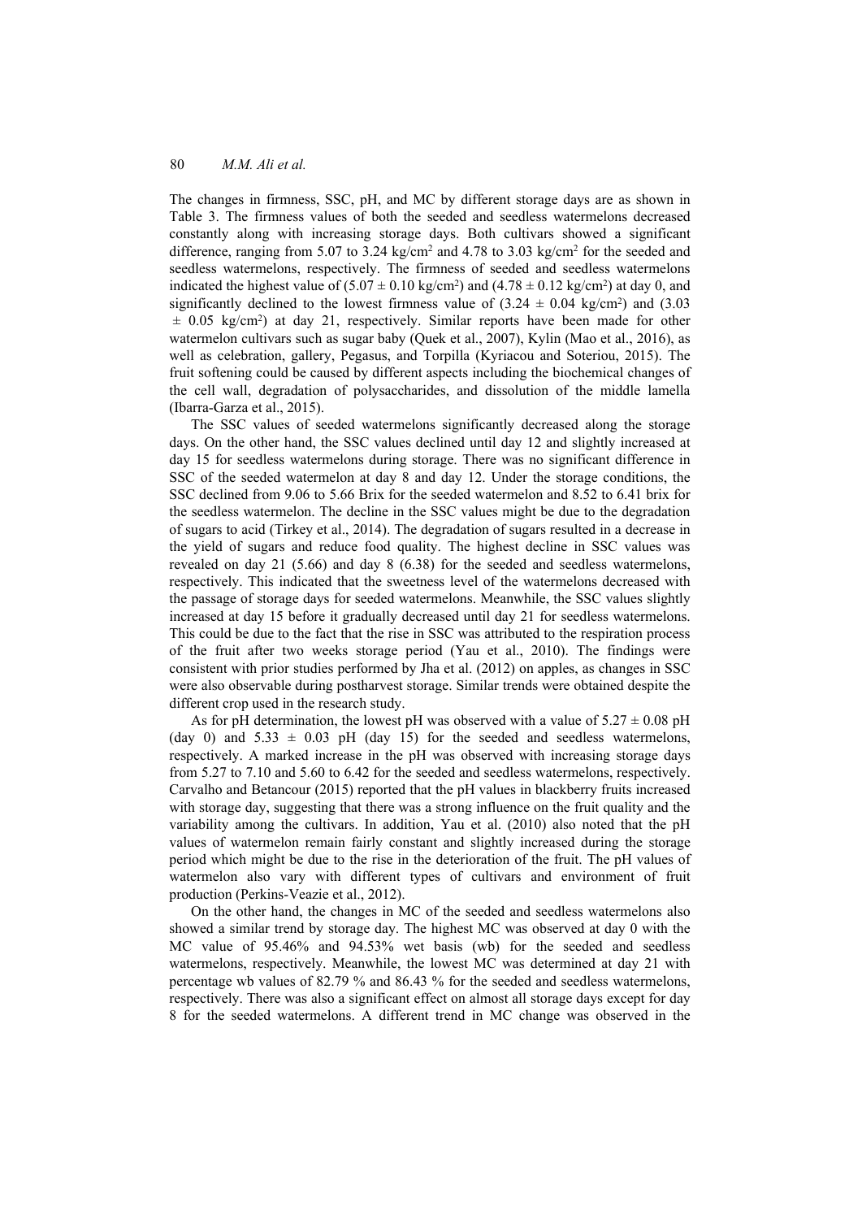The changes in firmness, SSC, pH, and MC by different storage days are as shown in Table 3. The firmness values of both the seeded and seedless watermelons decreased constantly along with increasing storage days. Both cultivars showed a significant difference, ranging from 5.07 to 3.24 kg/cm$^2$ and 4.78 to 3.03 kg/cm$^2$ for the seeded and seedless watermelons, respectively. The firmness of seeded and seedless watermelons indicated the highest value of ($5.07 \pm 0.10$ kg/cm$^2$) and ($4.78 \pm 0.12$ kg/cm$^2$) at day 0, and significantly declined to the lowest firmness value of ($3.24 \pm 0.04$ kg/cm$^2$) and ($3.03 \pm 0.05$ kg/cm$^2$) at day 21, respectively. Similar reports have been made for other watermelon cultivars such as sugar baby (Quek et al., 2007), Kylin (Mao et al., 2016), as well as celebration, gallery, Pegasus, and Torpilla (Kyriacou and Soteriou, 2015). The fruit softening could be caused by different aspects including the biochemical changes of the cell wall, degradation of polysaccharides, and dissolution of the middle lamella (Ibarra-Garza et al., 2015).

The SSC values of seeded watermelons significantly decreased along the storage days. On the other hand, the SSC values declined until day 12 and slightly increased at day 15 for seedless watermelons during storage. There was no significant difference in SSC of the seeded watermelon at day 8 and day 12. Under the storage conditions, the SSC declined from 9.06 to 5.66 Brix for the seeded watermelon and 8.52 to 6.41 brix for the seedless watermelon. The decline in the SSC values might be due to the degradation of sugars to acid (Tirkey et al., 2014). The degradation of sugars resulted in a decrease in the yield of sugars and reduce food quality. The highest decline in SSC values was revealed on day 21 (5.66) and day 8 (6.38) for the seeded and seedless watermelons, respectively. This indicated that the sweetness level of the watermelons decreased with the passage of storage days for seeded watermelons. Meanwhile, the SSC values slightly increased at day 15 before it gradually decreased until day 21 for seedless watermelons. This could be due to the fact that the rise in SSC was attributed to the respiration process of the fruit after two weeks storage period (Yau et al., 2010). The findings were consistent with prior studies performed by Jha et al. (2012) on apples, as changes in SSC were also observable during postharvest storage. Similar trends were obtained despite the different crop used in the research study.

As for pH determination, the lowest pH was observed with a value of $5.27 \pm 0.08$ pH (day 0) and $5.33 \pm 0.03$ pH (day 15) for the seeded and seedless watermelons, respectively. A marked increase in the pH was observed with increasing storage days from 5.27 to 7.10 and 5.60 to 6.42 for the seeded and seedless watermelons, respectively. Carvalho and Betancour (2015) reported that the pH values in blackberry fruits increased with storage day, suggesting that there was a strong influence on the fruit quality and the variability among the cultivars. In addition, Yau et al. (2010) also noted that the pH values of watermelon remain fairly constant and slightly increased during the storage period which might be due to the rise in the deterioration of the fruit. The pH values of watermelon also vary with different types of cultivars and environment of fruit production (Perkins-Veazie et al., 2012).

On the other hand, the changes in MC of the seeded and seedless watermelons also showed a similar trend by storage day. The highest MC was observed at day 0 with the MC value of 95.46% and 94.53% wet basis (wb) for the seeded and seedless watermelons, respectively. Meanwhile, the lowest MC was determined at day 21 with percentage wb values of 82.79 % and 86.43 % for the seeded and seedless watermelons, respectively. There was also a significant effect on almost all storage days except for day 8 for the seeded watermelons. A different trend in MC change was observed in the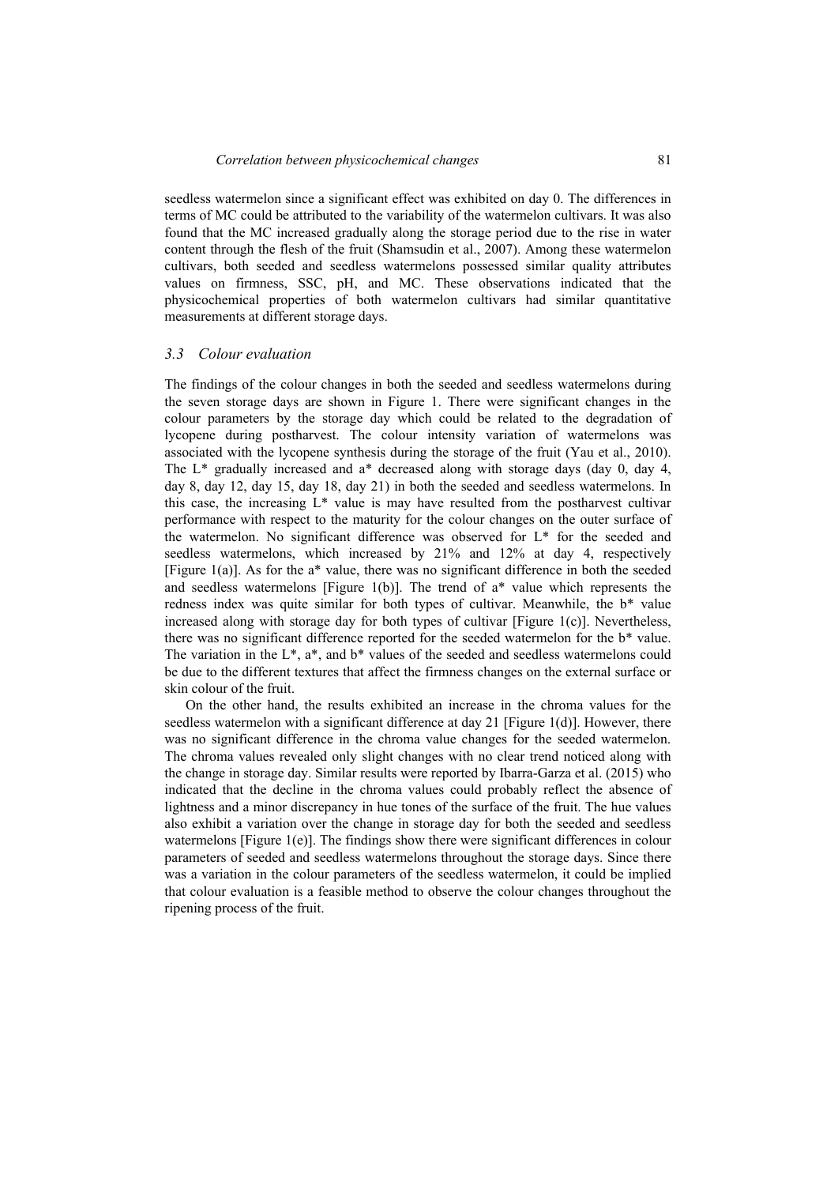seedless watermelon since a significant effect was exhibited on day 0. The differences in terms of MC could be attributed to the variability of the watermelon cultivars. It was also found that the MC increased gradually along the storage period due to the rise in water content through the flesh of the fruit (Shamsudin et al., 2007). Among these watermelon cultivars, both seeded and seedless watermelons possessed similar quality attributes values on firmness, SSC, pH, and MC. These observations indicated that the physicochemical properties of both watermelon cultivars had similar quantitative measurements at different storage days.

### *3.3 Colour evaluation*

The findings of the colour changes in both the seeded and seedless watermelons during the seven storage days are shown in Figure 1. There were significant changes in the colour parameters by the storage day which could be related to the degradation of lycopene during postharvest. The colour intensity variation of watermelons was associated with the lycopene synthesis during the storage of the fruit (Yau et al., 2010). The L* gradually increased and a* decreased along with storage days (day 0, day 4, day 8, day 12, day 15, day 18, day 21) in both the seeded and seedless watermelons. In this case, the increasing L* value is may have resulted from the postharvest cultivar performance with respect to the maturity for the colour changes on the outer surface of the watermelon. No significant difference was observed for L* for the seeded and seedless watermelons, which increased by 21% and 12% at day 4, respectively [Figure 1(a)]. As for the a* value, there was no significant difference in both the seeded and seedless watermelons [Figure 1(b)]. The trend of a* value which represents the redness index was quite similar for both types of cultivar. Meanwhile, the b* value increased along with storage day for both types of cultivar [Figure 1(c)]. Nevertheless, there was no significant difference reported for the seeded watermelon for the b* value. The variation in the L*, a*, and b* values of the seeded and seedless watermelons could be due to the different textures that affect the firmness changes on the external surface or skin colour of the fruit.

On the other hand, the results exhibited an increase in the chroma values for the seedless watermelon with a significant difference at day 21 [Figure 1(d)]. However, there was no significant difference in the chroma value changes for the seeded watermelon. The chroma values revealed only slight changes with no clear trend noticed along with the change in storage day. Similar results were reported by Ibarra-Garza et al. (2015) who indicated that the decline in the chroma values could probably reflect the absence of lightness and a minor discrepancy in hue tones of the surface of the fruit. The hue values also exhibit a variation over the change in storage day for both the seeded and seedless watermelons [Figure 1(e)]. The findings show there were significant differences in colour parameters of seeded and seedless watermelons throughout the storage days. Since there was a variation in the colour parameters of the seedless watermelon, it could be implied that colour evaluation is a feasible method to observe the colour changes throughout the ripening process of the fruit.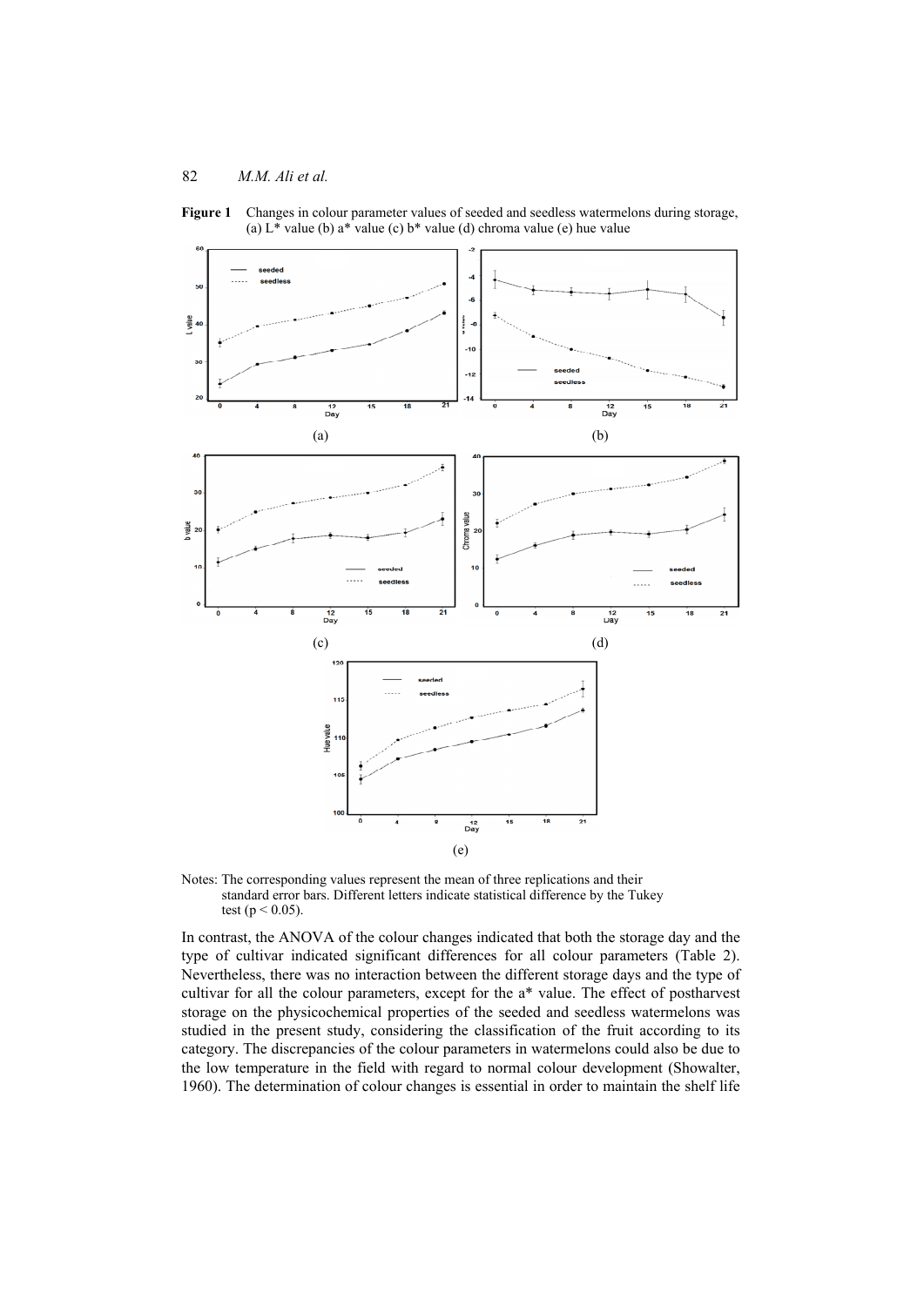**Figure 1** Changes in colour parameter values of seeded and seedless watermelons during storage, (a) L* value (b) a* value (c) b* value (d) chroma value (e) hue value

(a)

(b)

(c)

(d)

(e)

Notes: The corresponding values represent the mean of three replications and their standard error bars. Different letters indicate statistical difference by the Tukey test ($p < 0.05$).

In contrast, the ANOVA of the colour changes indicated that both the storage day and the type of cultivar indicated significant differences for all colour parameters (Table 2). Nevertheless, there was no interaction between the different storage days and the type of cultivar for all the colour parameters, except for the a* value. The effect of postharvest storage on the physicochemical properties of the seeded and seedless watermelons was studied in the present study, considering the classification of the fruit according to its category. The discrepancies of the colour parameters in watermelons could also be due to the low temperature in the field with regard to normal colour development (Showalter, 1960). The determination of colour changes is essential in order to maintain the shelf life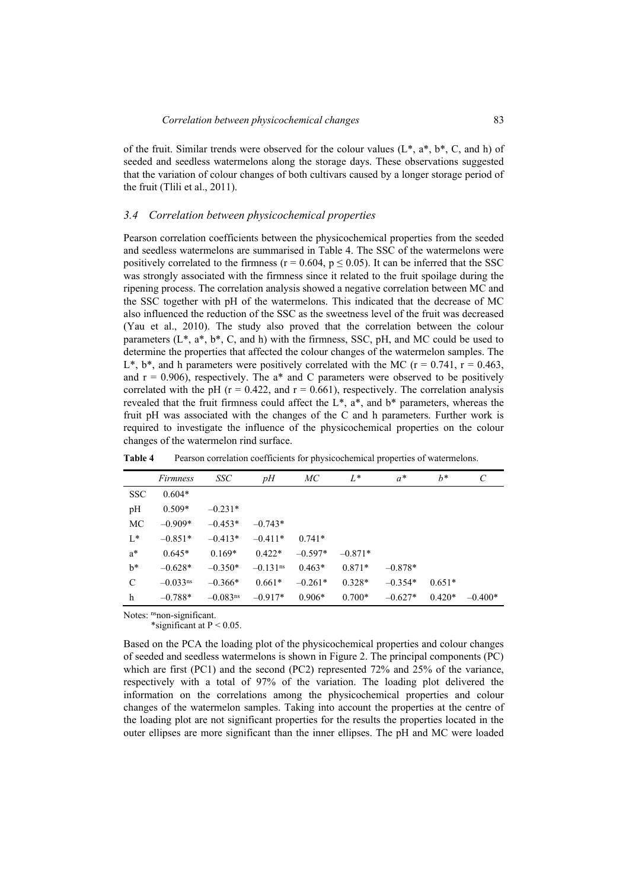of the fruit. Similar trends were observed for the colour values (L*, a*, b*, C, and h) of seeded and seedless watermelons along the storage days. These observations suggested that the variation of colour changes of both cultivars caused by a longer storage period of the fruit (Tlili et al., 2011).

### *3.4 Correlation between physicochemical properties*

Pearson correlation coefficients between the physicochemical properties from the seeded and seedless watermelons are summarised in Table 4. The SSC of the watermelons were positively correlated to the firmness ($r = 0.604$, $p \leq 0.05$). It can be inferred that the SSC was strongly associated with the firmness since it related to the fruit spoilage during the ripening process. The correlation analysis showed a negative correlation between MC and the SSC together with pH of the watermelons. This indicated that the decrease of MC also influenced the reduction of the SSC as the sweetness level of the fruit was decreased (Yau et al., 2010). The study also proved that the correlation between the colour parameters (L*, a*, b*, C, and h) with the firmness, SSC, pH, and MC could be used to determine the properties that affected the colour changes of the watermelon samples. The L*, b*, and h parameters were positively correlated with the MC ($r = 0.741$, $r = 0.463$, and $r = 0.906$), respectively. The a* and C parameters were observed to be positively correlated with the pH ($r = 0.422$, and $r = 0.661$), respectively. The correlation analysis revealed that the fruit firmness could affect the L*, a*, and b* parameters, whereas the fruit pH was associated with the changes of the C and h parameters. Further work is required to investigate the influence of the physicochemical properties on the colour changes of the watermelon rind surface.

**Table 4** Pearson correlation coefficients for physicochemical properties of watermelons.

| | *Firmness* | *SSC* | *pH* | *MC* | *L** | *a** | *b** | *C* |
|---|---|---|---|---|---|---|---|---|
| SSC | 0.604* | | | | | | | |
| pH | 0.509* | –0.231* | | | | | | |
| MC | –0.909* | –0.453* | –0.743* | | | | | |
| L* | –0.851* | –0.413* | –0.411* | 0.741* | | | | |
| a* | 0.645* | 0.169* | 0.422* | –0.597* | –0.871* | | | |
| b* | –0.628* | –0.350* | –0.131$^{ns}$ | 0.463* | 0.871* | –0.878* | | |
| C | –0.033$^{ns}$ | –0.366* | 0.661* | –0.261* | 0.328* | –0.354* | 0.651* | |
| h | –0.788* | –0.083$^{ns}$ | –0.917* | 0.906* | 0.700* | –0.627* | 0.420* | –0.400* |

Notes: $^{ns}$non-significant.
*significant at $P < 0.05$.

Based on the PCA the loading plot of the physicochemical properties and colour changes of seeded and seedless watermelons is shown in Figure 2. The principal components (PC) which are first (PC1) and the second (PC2) represented 72% and 25% of the variance, respectively with a total of 97% of the variation. The loading plot delivered the information on the correlations among the physicochemical properties and colour changes of the watermelon samples. Taking into account the properties at the centre of the loading plot are not significant properties for the results the properties located in the outer ellipses are more significant than the inner ellipses. The pH and MC were loaded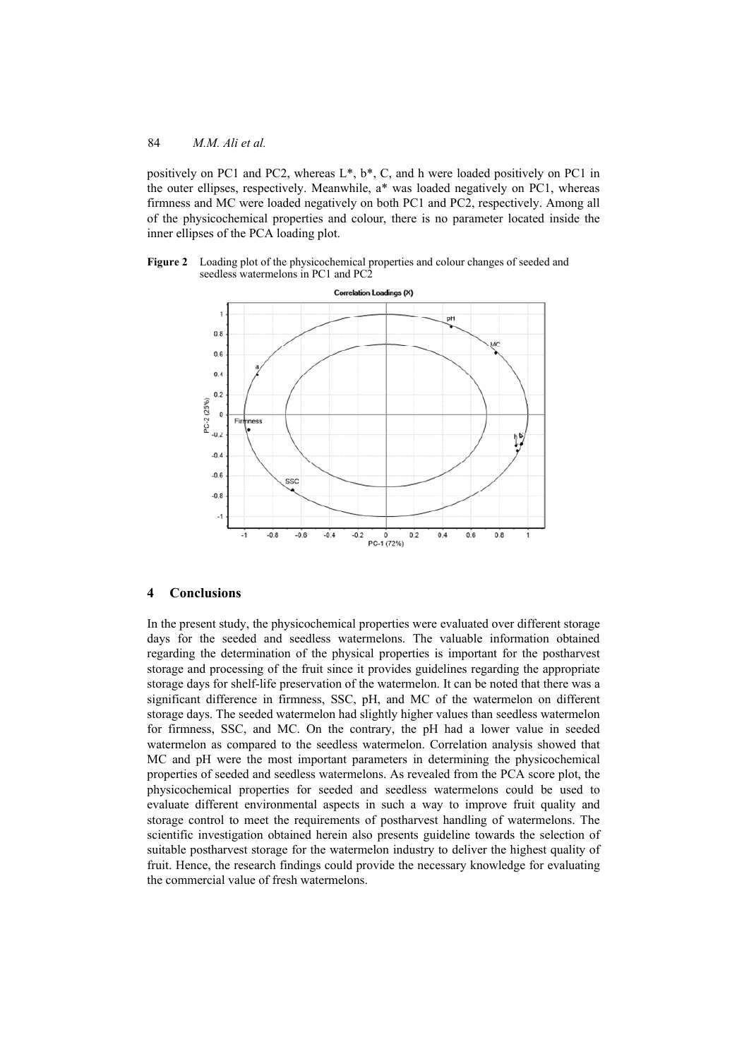positively on PC1 and PC2, whereas L*, b*, C, and h were loaded positively on PC1 in the outer ellipses, respectively. Meanwhile, a* was loaded negatively on PC1, whereas firmness and MC were loaded negatively on both PC1 and PC2, respectively. Among all of the physicochemical properties and colour, there is no parameter located inside the inner ellipses of the PCA loading plot.

**Figure 2** Loading plot of the physicochemical properties and colour changes of seeded and seedless watermelons in PC1 and PC2

## 4 Conclusions

In the present study, the physicochemical properties were evaluated over different storage days for the seeded and seedless watermelons. The valuable information obtained regarding the determination of the physical properties is important for the postharvest storage and processing of the fruit since it provides guidelines regarding the appropriate storage days for shelf-life preservation of the watermelon. It can be noted that there was a significant difference in firmness, SSC, pH, and MC of the watermelon on different storage days. The seeded watermelon had slightly higher values than seedless watermelon for firmness, SSC, and MC. On the contrary, the pH had a lower value in seeded watermelon as compared to the seedless watermelon. Correlation analysis showed that MC and pH were the most important parameters in determining the physicochemical properties of seeded and seedless watermelons. As revealed from the PCA score plot, the physicochemical properties for seeded and seedless watermelons could be used to evaluate different environmental aspects in such a way to improve fruit quality and storage control to meet the requirements of postharvest handling of watermelons. The scientific investigation obtained herein also presents guideline towards the selection of suitable postharvest storage for the watermelon industry to deliver the highest quality of fruit. Hence, the research findings could provide the necessary knowledge for evaluating the commercial value of fresh watermelons.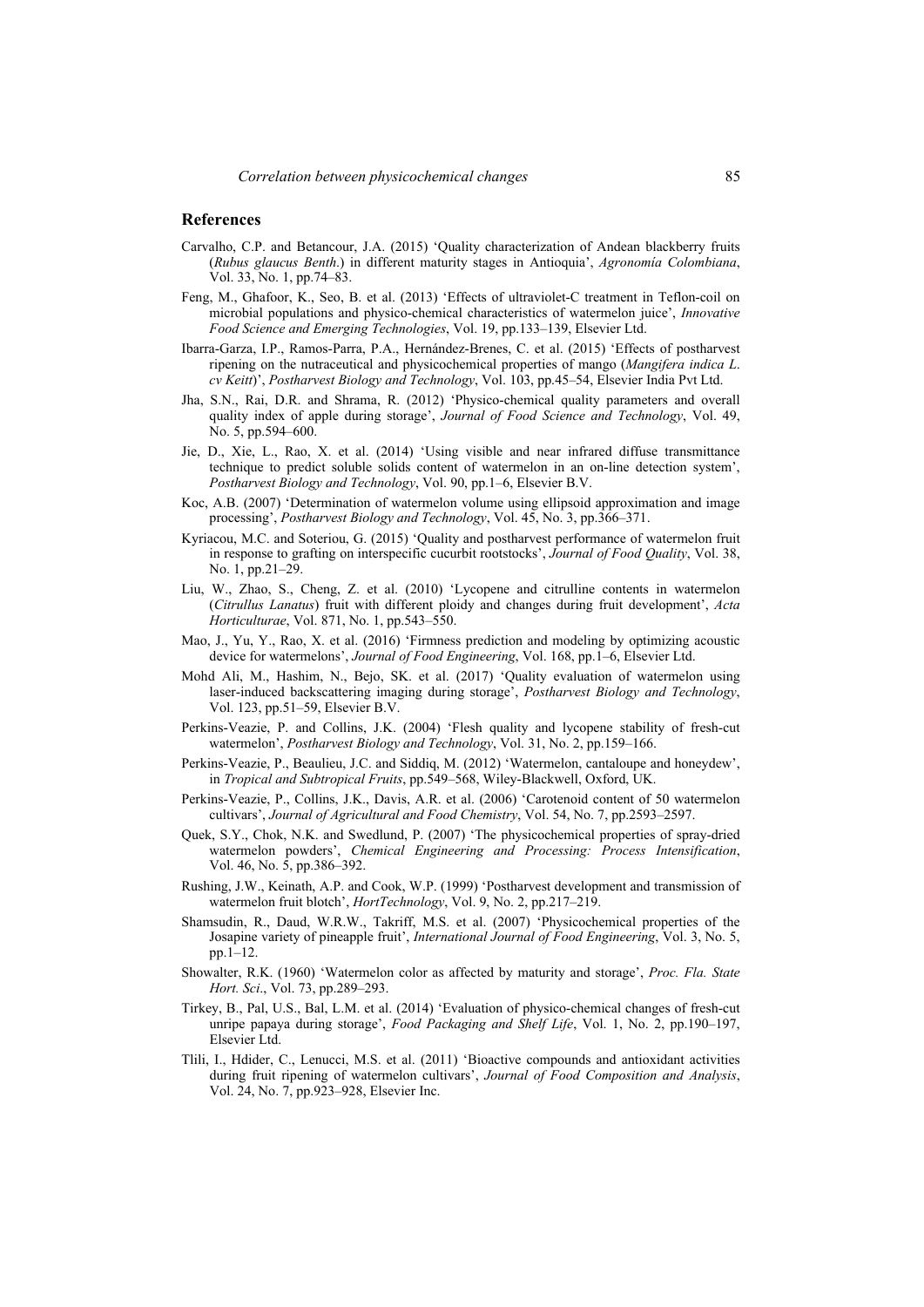## References

Carvalho, C.P. and Betancour, J.A. (2015) 'Quality characterization of Andean blackberry fruits (*Rubus glaucus Benth*.) in different maturity stages in Antioquia', *Agronomía Colombiana*, Vol. 33, No. 1, pp.74–83.

Feng, M., Ghafoor, K., Seo, B. et al. (2013) 'Effects of ultraviolet-C treatment in Teflon-coil on microbial populations and physico-chemical characteristics of watermelon juice', *Innovative Food Science and Emerging Technologies*, Vol. 19, pp.133–139, Elsevier Ltd.

Ibarra-Garza, I.P., Ramos-Parra, P.A., Hernández-Brenes, C. et al. (2015) 'Effects of postharvest ripening on the nutraceutical and physicochemical properties of mango (*Mangifera indica L. cv Keitt*)', *Postharvest Biology and Technology*, Vol. 103, pp.45–54, Elsevier India Pvt Ltd.

Jha, S.N., Rai, D.R. and Shrama, R. (2012) 'Physico-chemical quality parameters and overall quality index of apple during storage', *Journal of Food Science and Technology*, Vol. 49, No. 5, pp.594–600.

Jie, D., Xie, L., Rao, X. et al. (2014) 'Using visible and near infrared diffuse transmittance technique to predict soluble solids content of watermelon in an on-line detection system', *Postharvest Biology and Technology*, Vol. 90, pp.1–6, Elsevier B.V.

Koc, A.B. (2007) 'Determination of watermelon volume using ellipsoid approximation and image processing', *Postharvest Biology and Technology*, Vol. 45, No. 3, pp.366–371.

Kyriacou, M.C. and Soteriou, G. (2015) 'Quality and postharvest performance of watermelon fruit in response to grafting on interspecific cucurbit rootstocks', *Journal of Food Quality*, Vol. 38, No. 1, pp.21–29.

Liu, W., Zhao, S., Cheng, Z. et al. (2010) 'Lycopene and citrulline contents in watermelon (*Citrullus Lanatus*) fruit with different ploidy and changes during fruit development', *Acta Horticulturae*, Vol. 871, No. 1, pp.543–550.

Mao, J., Yu, Y., Rao, X. et al. (2016) 'Firmness prediction and modeling by optimizing acoustic device for watermelons', *Journal of Food Engineering*, Vol. 168, pp.1–6, Elsevier Ltd.

Mohd Ali, M., Hashim, N., Bejo, SK. et al. (2017) 'Quality evaluation of watermelon using laser-induced backscattering imaging during storage', *Postharvest Biology and Technology*, Vol. 123, pp.51–59, Elsevier B.V.

Perkins-Veazie, P. and Collins, J.K. (2004) 'Flesh quality and lycopene stability of fresh-cut watermelon', *Postharvest Biology and Technology*, Vol. 31, No. 2, pp.159–166.

Perkins-Veazie, P., Beaulieu, J.C. and Siddiq, M. (2012) 'Watermelon, cantaloupe and honeydew', in *Tropical and Subtropical Fruits*, pp.549–568, Wiley-Blackwell, Oxford, UK.

Perkins-Veazie, P., Collins, J.K., Davis, A.R. et al. (2006) 'Carotenoid content of 50 watermelon cultivars', *Journal of Agricultural and Food Chemistry*, Vol. 54, No. 7, pp.2593–2597.

Quek, S.Y., Chok, N.K. and Swedlund, P. (2007) 'The physicochemical properties of spray-dried watermelon powders', *Chemical Engineering and Processing: Process Intensification*, Vol. 46, No. 5, pp.386–392.

Rushing, J.W., Keinath, A.P. and Cook, W.P. (1999) 'Postharvest development and transmission of watermelon fruit blotch', *HortTechnology*, Vol. 9, No. 2, pp.217–219.

Shamsudin, R., Daud, W.R.W., Takriff, M.S. et al. (2007) 'Physicochemical properties of the Josapine variety of pineapple fruit', *International Journal of Food Engineering*, Vol. 3, No. 5, pp.1–12.

Showalter, R.K. (1960) 'Watermelon color as affected by maturity and storage', *Proc. Fla. State Hort. Sci*., Vol. 73, pp.289–293.

Tirkey, B., Pal, U.S., Bal, L.M. et al. (2014) 'Evaluation of physico-chemical changes of fresh-cut unripe papaya during storage', *Food Packaging and Shelf Life*, Vol. 1, No. 2, pp.190–197, Elsevier Ltd.

Tlili, I., Hdider, C., Lenucci, M.S. et al. (2011) 'Bioactive compounds and antioxidant activities during fruit ripening of watermelon cultivars', *Journal of Food Composition and Analysis*, Vol. 24, No. 7, pp.923–928, Elsevier Inc.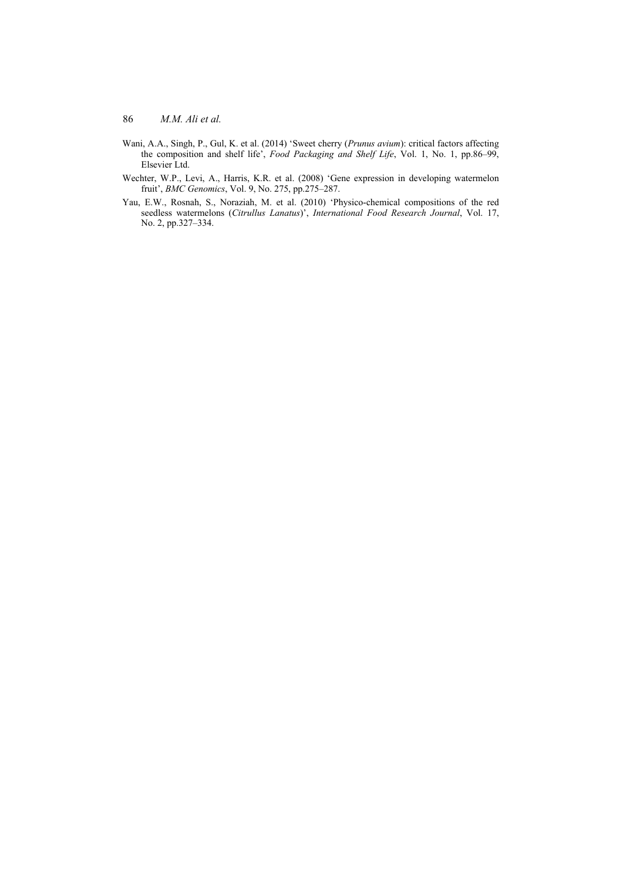Wani, A.A., Singh, P., Gul, K. et al. (2014) 'Sweet cherry (*Prunus avium*): critical factors affecting the composition and shelf life', *Food Packaging and Shelf Life*, Vol. 1, No. 1, pp.86–99, Elsevier Ltd.

Wechter, W.P., Levi, A., Harris, K.R. et al. (2008) 'Gene expression in developing watermelon fruit', *BMC Genomics*, Vol. 9, No. 275, pp.275–287.

Yau, E.W., Rosnah, S., Noraziah, M. et al. (2010) 'Physico-chemical compositions of the red seedless watermelons (*Citrullus Lanatus*)', *International Food Research Journal*, Vol. 17, No. 2, pp.327–334.